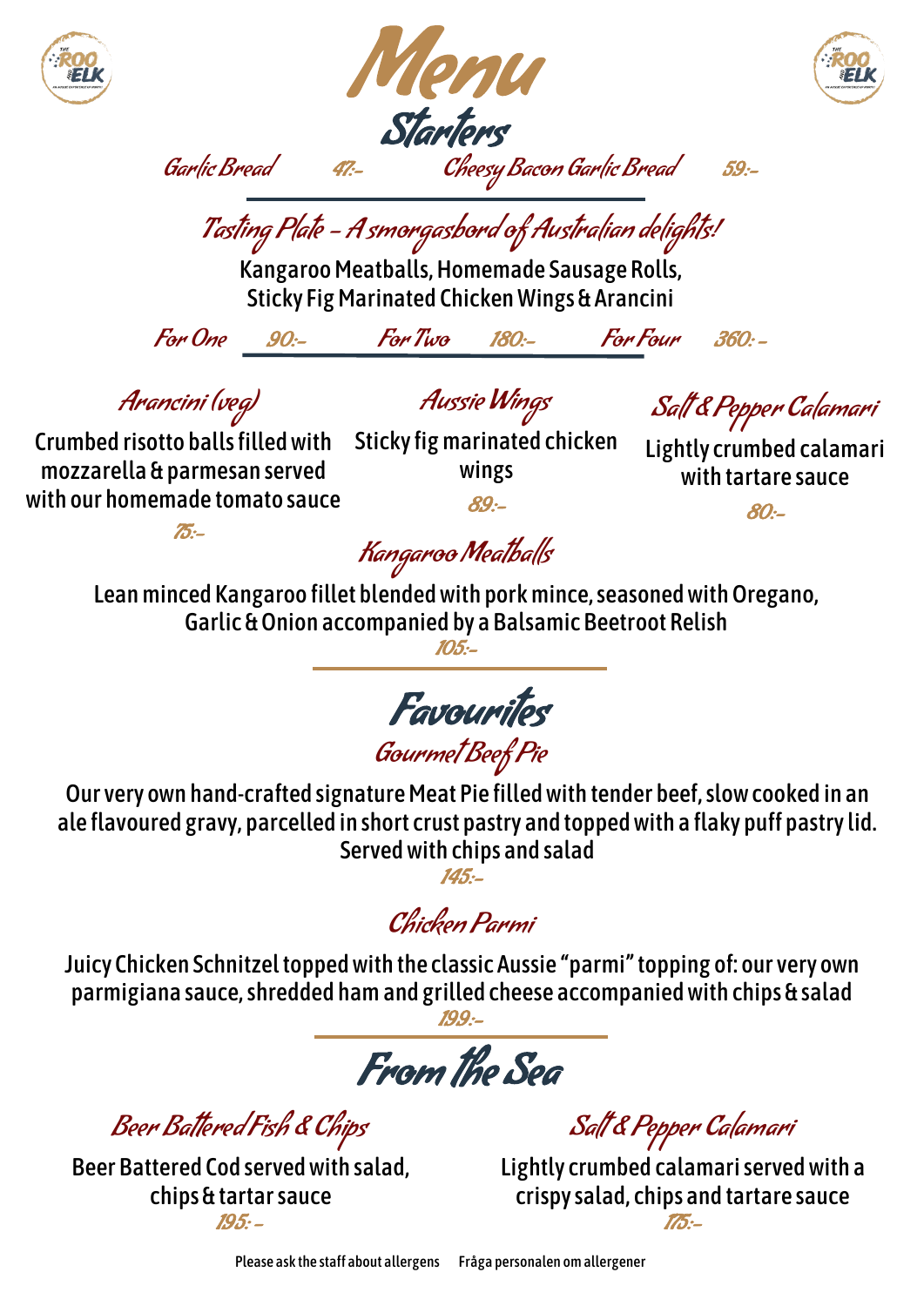# Menu

## Starters

**Garlic Bread** 47:-

**Cheesy Bacon Garlic Bread** 59:-

### Tasting Plate - A smorgasbord of Australian delights!

Kangaroo Meatballs, Homemade Sausage Rolls, Sticky Fig Marinated Chicken Wings & Arancini

For One 90:- For Two 180:- For Four 360:-

### Arancini (veg)

Crumbed risotto balls filled with mozzarella & parmesan served with our homemade tomato sauce

75:-

### Aussie Wings

Sticky fig marinated chicken wings

89:-

### Salt & Pepper Calamari

Lightly crumbed calamari with tartare sauce

80:-

### Kangaroo Meatballs

Lean minced Kangaroo fillet blended with pork mince, seasoned with Oregano, Garlic & Onion accompanied by a Balsamic Beetroot Relish

105:-

## Favourites

### Gourmet Beef Pie

Our very own hand-crafted signature Meat Pie filled with tender beef, slow cooked in an ale flavoured gravy, parcelled in short crust pastry and topped with a flaky puff pastry lid. Served with chips and salad

145:-

### Chicken Parmi

Juicy Chicken Schnitzel topped with the classic Aussie "parmi" topping of: our very own parmigiana sauce, shredded ham and grilled cheese accompanied with chips & salad

199:-

## From the Sea

### Beer Battered Fish & Chips

Beer Battered Cod served with salad, chips & tartar sauce

195:-

### Salt & Pepper Calamari

Lightly crumbed calamari served with a crispy salad, chips and tartare sauce

175:-

Please ask the staff about allergens Fråga personalen om allergener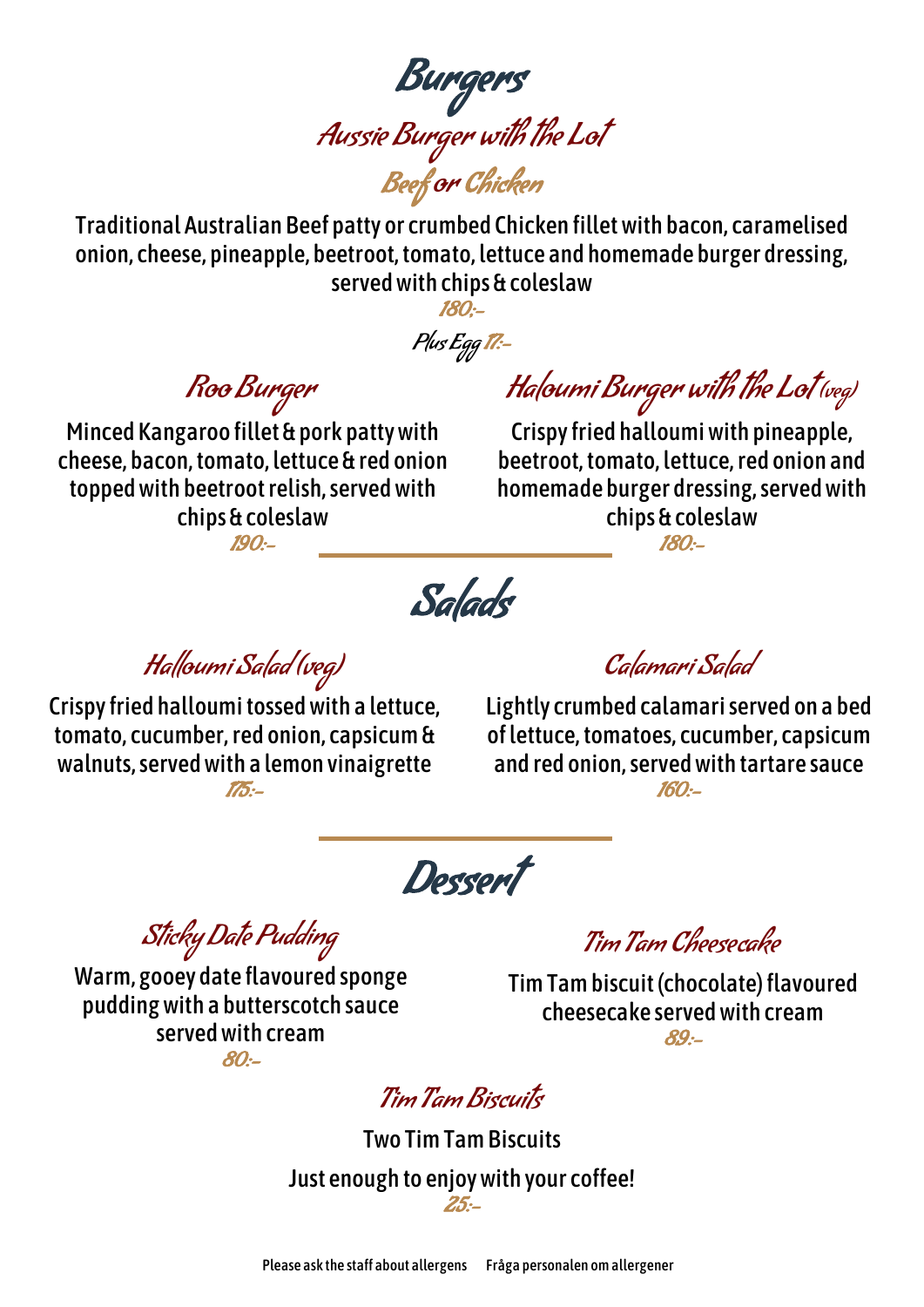# Burgers

## Aussie Burger with the Lot

### Beef or Chicken

Traditional Australian Beef patty or crumbed Chicken fillet with bacon, caramelised onion, cheese, pineapple, beetroot, tomato, lettuce and homemade burger dressing, served with chips & coleslaw

180:-

Plus Egg 17:-

## Roo Burger

Minced Kangaroo fillet & pork patty with cheese, bacon, tomato, lettuce & red onion topped with beetroot relish, served with chips & coleslaw

190:-

## Haloumi Burger with the Lot (veg)

Crispy fried halloumi with pineapple, beetroot, tomato, lettuce, red onion and homemade burger dressing, served with chips & coleslaw

180:-

# Salads

## Halloumi Salad (veg)

Crispy fried halloumi tossed with a lettuce, tomato, cucumber, red onion, capsicum & walnuts, served with a lemon vinaigrette

175:-

## Calamari Salad

Lightly crumbed calamari served on a bed of lettuce, tomatoes, cucumber, capsicum and red onion, served with tartare sauce

160:-

# Dessert

## Sticky Date Pudding

Warm, gooey date flavoured sponge pudding with a butterscotch sauce served with cream

80:-

## Tim Tam Cheesecake

Tim Tam biscuit (chocolate) flavoured cheesecake served with cream

89:-

## Tim Tam Biscuits

Two Tim Tam Biscuits

Just enough to enjoy with your coffee!

25:-

Please ask the staff about allergens     Fråga personalen om allergener